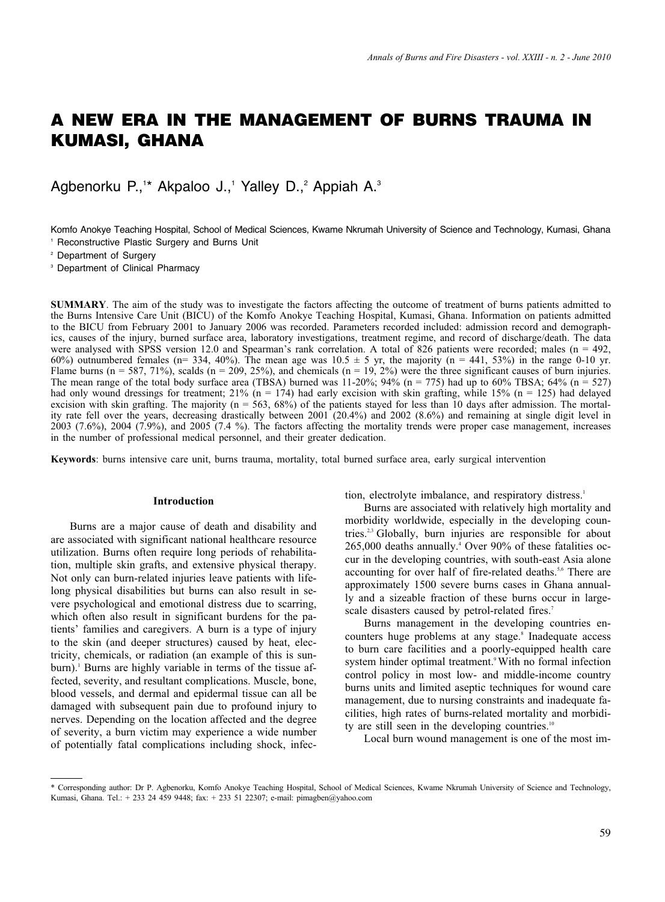# A NEW ERA IN THE MANAGEMENT OF BURNS TRAUMA IN KUMASI, GHANA

Agbenorku P.,[1]* Akpaloo J.,[1] Yalley D.,[2] Appiah A.[3]

Komfo Anokye Teaching Hospital, School of Medical Sciences, Kwame Nkrumah University of Science and Technology, Kumasi, Ghana

[1] Reconstructive Plastic Surgery and Burns Unit

[2] Department of Surgery

[3] Department of Clinical Pharmacy

**SUMMARY**. The aim of the study was to investigate the factors affecting the outcome of treatment of burns patients admitted to the Burns Intensive Care Unit (BICU) of the Komfo Anokye Teaching Hospital, Kumasi, Ghana. Information on patients admitted to the BICU from February 2001 to January 2006 was recorded. Parameters recorded included: admission record and demographics, causes of the injury, burned surface area, laboratory investigations, treatment regime, and record of discharge/death. The data were analysed with SPSS version 12.0 and Spearman's rank correlation. A total of 826 patients were recorded; males (n = 492, 60%) outnumbered females (n= 334, 40%). The mean age was 10.5 ± 5 yr, the majority (n = 441, 53%) in the range 0-10 yr. Flame burns (n = 587, 71%), scalds (n = 209, 25%), and chemicals (n = 19, 2%) were the three significant causes of burn injuries. The mean range of the total body surface area (TBSA) burned was 11-20%; 94% (n = 775) had up to 60% TBSA; 64% (n = 527) had only wound dressings for treatment; 21% (n = 174) had early excision with skin grafting, while 15% (n = 125) had delayed excision with skin grafting. The majority (n = 563, 68%) of the patients stayed for less than 10 days after admission. The mortality rate fell over the years, decreasing drastically between 2001 (20.4%) and 2002 (8.6%) and remaining at single digit level in 2003 (7.6%), 2004 (7.9%), and 2005 (7.4 %). The factors affecting the mortality trends were proper case management, increases in the number of professional medical personnel, and their greater dedication.

**Keywords**: burns intensive care unit, burns trauma, mortality, total burned surface area, early surgical intervention

## Introduction

Burns are a major cause of death and disability and are associated with significant national healthcare resource utilization. Burns often require long periods of rehabilitation, multiple skin grafts, and extensive physical therapy. Not only can burn-related injuries leave patients with lifelong physical disabilities but burns can also result in severe psychological and emotional distress due to scarring, which often also result in significant burdens for the patients' families and caregivers. A burn is a type of injury to the skin (and deeper structures) caused by heat, electricity, chemicals, or radiation (an example of this is sunburn).[1] Burns are highly variable in terms of the tissue affected, severity, and resultant complications. Muscle, bone, blood vessels, and dermal and epidermal tissue can all be damaged with subsequent pain due to profound injury to nerves. Depending on the location affected and the degree of severity, a burn victim may experience a wide number of potentially fatal complications including shock, infection, electrolyte imbalance, and respiratory distress.[1]

Burns are associated with relatively high mortality and morbidity worldwide, especially in the developing countries.[2,3] Globally, burn injuries are responsible for about 265,000 deaths annually.[4] Over 90% of these fatalities occur in the developing countries, with south-east Asia alone accounting for over half of fire-related deaths.[5,6] There are approximately 1500 severe burns cases in Ghana annually and a sizeable fraction of these burns occur in large-scale disasters caused by petrol-related fires.[7]

Burns management in the developing countries encounters huge problems at any stage.[8] Inadequate access to burn care facilities and a poorly-equipped health care system hinder optimal treatment.[9] With no formal infection control policy in most low- and middle-income country burns units and limited aseptic techniques for wound care management, due to nursing constraints and inadequate facilities, high rates of burns-related mortality and morbidity are still seen in the developing countries.[10]

Local burn wound management is one of the most im-

* Corresponding author: Dr P. Agbenorku, Komfo Anokye Teaching Hospital, School of Medical Sciences, Kwame Nkrumah University of Science and Technology, Kumasi, Ghana. Tel.: + 233 24 459 9448; fax: + 233 51 22307; e-mail: pimagben@yahoo.com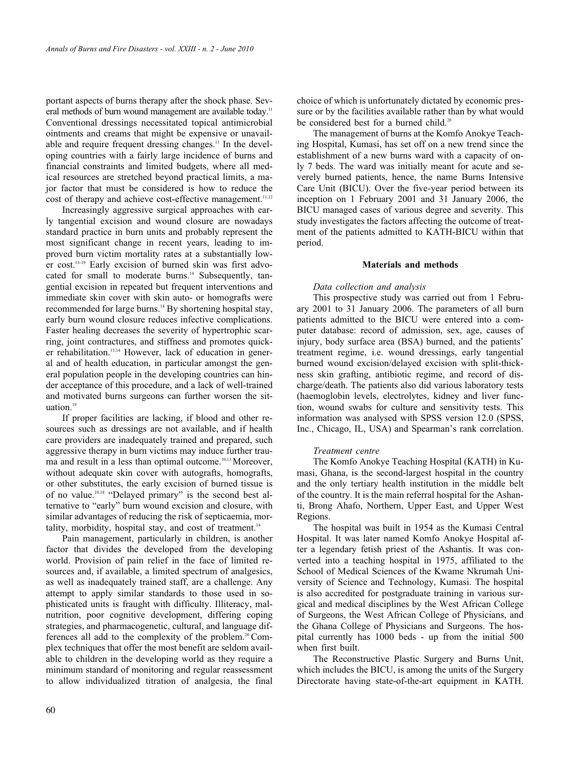portant aspects of burns therapy after the shock phase. Several methods of burn wound management are available today.[11] Conventional dressings necessitated topical antimicrobial ointments and creams that might be expensive or unavailable and require frequent dressing changes.[11] In the developing countries with a fairly large incidence of burns and financial constraints and limited budgets, where all medical resources are stretched beyond practical limits, a major factor that must be considered is how to reduce the cost of therapy and achieve cost-effective management.[11,12]

Increasingly aggressive surgical approaches with early tangential excision and wound closure are nowadays standard practice in burn units and probably represent the most significant change in recent years, leading to improved burn victim mortality rates at a substantially lower cost.[13-19] Early excision of burned skin was first advocated for small to moderate burns.[14] Subsequently, tangential excision in repeated but frequent interventions and immediate skin cover with skin auto- or homografts were recommended for large burns.[14] By shortening hospital stay, early burn wound closure reduces infective complications. Faster healing decreases the severity of hypertrophic scarring, joint contractures, and stiffness and promotes quicker rehabilitation.[13,14] However, lack of education in general and of health education, in particular amongst the general population people in the developing countries can hinder acceptance of this procedure, and a lack of well-trained and motivated burns surgeons can further worsen the situation.[19]

If proper facilities are lacking, if blood and other resources such as dressings are not available, and if health care providers are inadequately trained and prepared, such aggressive therapy in burn victims may induce further trauma and result in a less than optimal outcome.[10,13] Moreover, without adequate skin cover with autografts, homografts, or other substitutes, the early excision of burned tissue is of no value.[10,14] "Delayed primary" is the second best alternative to "early" burn wound excision and closure, with similar advantages of reducing the risk of septicaemia, mortality, morbidity, hospital stay, and cost of treatment.[14]

Pain management, particularly in children, is another factor that divides the developed from the developing world. Provision of pain relief in the face of limited resources and, if available, a limited spectrum of analgesics, as well as inadequately trained staff, are a challenge. Any attempt to apply similar standards to those used in sophisticated units is fraught with difficulty. Illiteracy, malnutrition, poor cognitive development, differing coping strategies, and pharmacogenetic, cultural, and language differences all add to the complexity of the problem.[20] Complex techniques that offer the most benefit are seldom available to children in the developing world as they require a minimum standard of monitoring and regular reassessment to allow individualized titration of analgesia, the final choice of which is unfortunately dictated by economic pressure or by the facilities available rather than by what would be considered best for a burned child.[20]

The management of burns at the Komfo Anokye Teaching Hospital, Kumasi, has set off on a new trend since the establishment of a new burns ward with a capacity of only 7 beds. The ward was initially meant for acute and severely burned patients, hence, the name Burns Intensive Care Unit (BICU). Over the five-year period between its inception on 1 February 2001 and 31 January 2006, the BICU managed cases of various degree and severity. This study investigates the factors affecting the outcome of treatment of the patients admitted to KATH-BICU within that period.

## Materials and methods

### *Data collection and analysis*

This prospective study was carried out from 1 February 2001 to 31 January 2006. The parameters of all burn patients admitted to the BICU were entered into a computer database: record of admission, sex, age, causes of injury, body surface area (BSA) burned, and the patients' treatment regime, i.e. wound dressings, early tangential burned wound excision/delayed excision with split-thickness skin grafting, antibiotic regime, and record of discharge/death. The patients also did various laboratory tests (haemoglobin levels, electrolytes, kidney and liver function, wound swabs for culture and sensitivity tests. This information was analysed with SPSS version 12.0 (SPSS, Inc., Chicago, IL, USA) and Spearman's rank correlation.

### *Treatment centre*

The Komfo Anokye Teaching Hospital (KATH) in Kumasi, Ghana, is the second-largest hospital in the country and the only tertiary health institution in the middle belt of the country. It is the main referral hospital for the Ashanti, Brong Ahafo, Northern, Upper East, and Upper West Regions.

The hospital was built in 1954 as the Kumasi Central Hospital. It was later named Komfo Anokye Hospital after a legendary fetish priest of the Ashantis. It was converted into a teaching hospital in 1975, affiliated to the School of Medical Sciences of the Kwame Nkrumah University of Science and Technology, Kumasi. The hospital is also accredited for postgraduate training in various surgical and medical disciplines by the West African College of Surgeons, the West African College of Physicians, and the Ghana College of Physicians and Surgeons. The hospital currently has 1000 beds - up from the initial 500 when first built.

The Reconstructive Plastic Surgery and Burns Unit, which includes the BICU, is among the units of the Surgery Directorate having state-of-the-art equipment in KATH.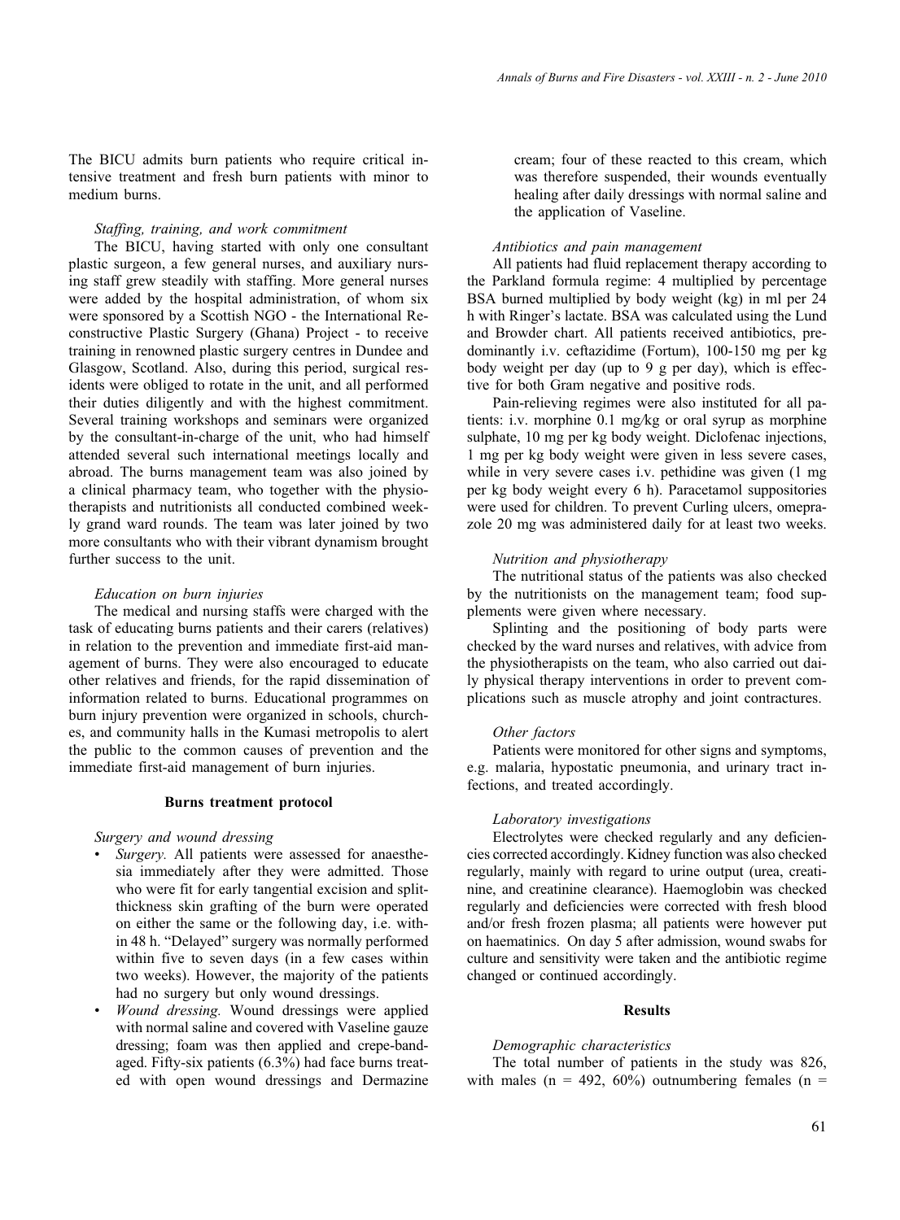The BICU admits burn patients who require critical intensive treatment and fresh burn patients with minor to medium burns.

*Staffing, training, and work commitment*

The BICU, having started with only one consultant plastic surgeon, a few general nurses, and auxiliary nursing staff grew steadily with staffing. More general nurses were added by the hospital administration, of whom six were sponsored by a Scottish NGO - the International Reconstructive Plastic Surgery (Ghana) Project - to receive training in renowned plastic surgery centres in Dundee and Glasgow, Scotland. Also, during this period, surgical residents were obliged to rotate in the unit, and all performed their duties diligently and with the highest commitment. Several training workshops and seminars were organized by the consultant-in-charge of the unit, who had himself attended several such international meetings locally and abroad. The burns management team was also joined by a clinical pharmacy team, who together with the physiotherapists and nutritionists all conducted combined weekly grand ward rounds. The team was later joined by two more consultants who with their vibrant dynamism brought further success to the unit.

*Education on burn injuries*

The medical and nursing staffs were charged with the task of educating burns patients and their carers (relatives) in relation to the prevention and immediate first-aid management of burns. They were also encouraged to educate other relatives and friends, for the rapid dissemination of information related to burns. Educational programmes on burn injury prevention were organized in schools, churches, and community halls in the Kumasi metropolis to alert the public to the common causes of prevention and the immediate first-aid management of burn injuries.

**Burns treatment protocol**

*Surgery and wound dressing*

- *Surgery.* All patients were assessed for anaesthesia immediately after they were admitted. Those who were fit for early tangential excision and split-thickness skin grafting of the burn were operated on either the same or the following day, i.e. within 48 h. "Delayed" surgery was normally performed within five to seven days (in a few cases within two weeks). However, the majority of the patients had no surgery but only wound dressings.
- *Wound dressing.* Wound dressings were applied with normal saline and covered with Vaseline gauze dressing; foam was then applied and crepe-bandaged. Fifty-six patients (6.3%) had face burns treated with open wound dressings and Dermazine cream; four of these reacted to this cream, which was therefore suspended, their wounds eventually healing after daily dressings with normal saline and the application of Vaseline.

*Antibiotics and pain management*

All patients had fluid replacement therapy according to the Parkland formula regime: 4 multiplied by percentage BSA burned multiplied by body weight (kg) in ml per 24 h with Ringer's lactate. BSA was calculated using the Lund and Browder chart. All patients received antibiotics, predominantly i.v. ceftazidime (Fortum), 100-150 mg per kg body weight per day (up to 9 g per day), which is effective for both Gram negative and positive rods.

Pain-relieving regimes were also instituted for all patients: i.v. morphine 0.1 mg/kg or oral syrup as morphine sulphate, 10 mg per kg body weight. Diclofenac injections, 1 mg per kg body weight were given in less severe cases, while in very severe cases i.v. pethidine was given (1 mg per kg body weight every 6 h). Paracetamol suppositories were used for children. To prevent Curling ulcers, omeprazole 20 mg was administered daily for at least two weeks.

*Nutrition and physiotherapy*

The nutritional status of the patients was also checked by the nutritionists on the management team; food supplements were given where necessary.

Splinting and the positioning of body parts were checked by the ward nurses and relatives, with advice from the physiotherapists on the team, who also carried out daily physical therapy interventions in order to prevent complications such as muscle atrophy and joint contractures.

*Other factors*

Patients were monitored for other signs and symptoms, e.g. malaria, hypostatic pneumonia, and urinary tract infections, and treated accordingly.

*Laboratory investigations*

Electrolytes were checked regularly and any deficiencies corrected accordingly. Kidney function was also checked regularly, mainly with regard to urine output (urea, creatinine, and creatinine clearance). Haemoglobin was checked regularly and deficiencies were corrected with fresh blood and/or fresh frozen plasma; all patients were however put on haematinics. On day 5 after admission, wound swabs for culture and sensitivity were taken and the antibiotic regime changed or continued accordingly.

**Results**

*Demographic characteristics*

The total number of patients in the study was 826, with males (n = 492, 60%) outnumbering females (n =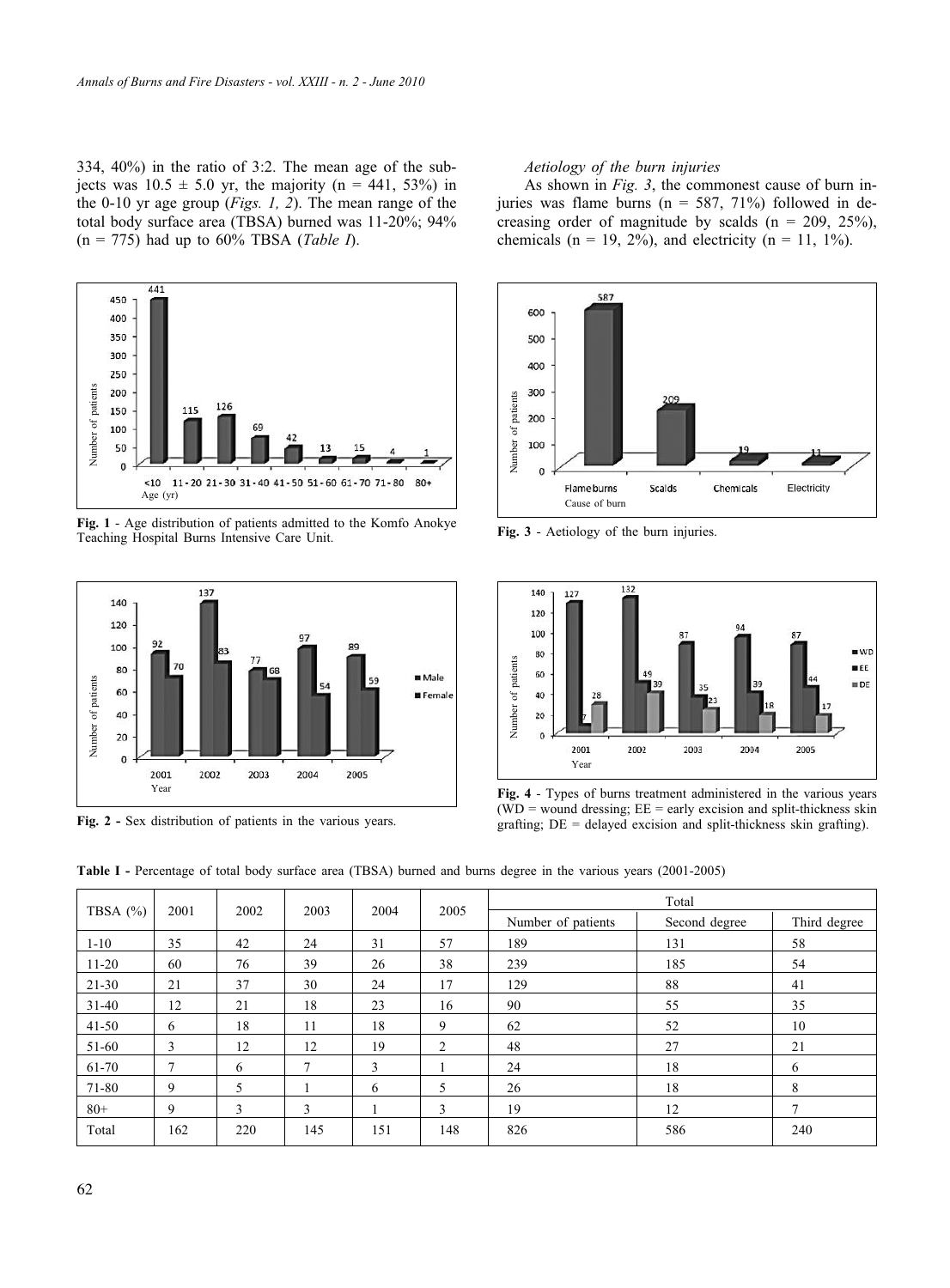334, 40%) in the ratio of 3:2. The mean age of the subjects was $10.5 \pm 5.0$ yr, the majority (n = 441, 53%) in the 0-10 yr age group (*Figs. 1, 2*). The mean range of the total body surface area (TBSA) burned was 11-20%; 94% (n = 775) had up to 60% TBSA (*Table I*).

**Fig. 1** - Age distribution of patients admitted to the Komfo Anokye Teaching Hospital Burns Intensive Care Unit.

**Fig. 2** - Sex distribution of patients in the various years.

*Aetiology of the burn injuries*

As shown in *Fig. 3*, the commonest cause of burn injuries was flame burns (n = 587, 71%) followed in decreasing order of magnitude by scalds (n = 209, 25%), chemicals (n = 19, 2%), and electricity (n = 11, 1%).

**Fig. 3** - Aetiology of the burn injuries.

**Fig. 4** - Types of burns treatment administered in the various years (WD = wound dressing; EE = early excision and split-thickness skin grafting; DE = delayed excision and split-thickness skin grafting).

**Table I** - Percentage of total body surface area (TBSA) burned and burns degree in the various years (2001-2005)

| TBSA (%) | 2001 | 2002 | 2003 | 2004 | 2005 | Total | | |
|---|---|---|---|---|---|---|---|---|
| | | | | | | Number of patients | Second degree | Third degree |
| 1-10 | 35 | 42 | 24 | 31 | 57 | 189 | 131 | 58 |
| 11-20 | 60 | 76 | 39 | 26 | 38 | 239 | 185 | 54 |
| 21-30 | 21 | 37 | 30 | 24 | 17 | 129 | 88 | 41 |
| 31-40 | 12 | 21 | 18 | 23 | 16 | 90 | 55 | 35 |
| 41-50 | 6 | 18 | 11 | 18 | 9 | 62 | 52 | 10 |
| 51-60 | 3 | 12 | 12 | 19 | 2 | 48 | 27 | 21 |
| 61-70 | 7 | 6 | 7 | 3 | 1 | 24 | 18 | 6 |
| 71-80 | 9 | 5 | 1 | 6 | 5 | 26 | 18 | 8 |
| 80+ | 9 | 3 | 3 | 1 | 3 | 19 | 12 | 7 |
| Total | 162 | 220 | 145 | 151 | 148 | 826 | 586 | 240 |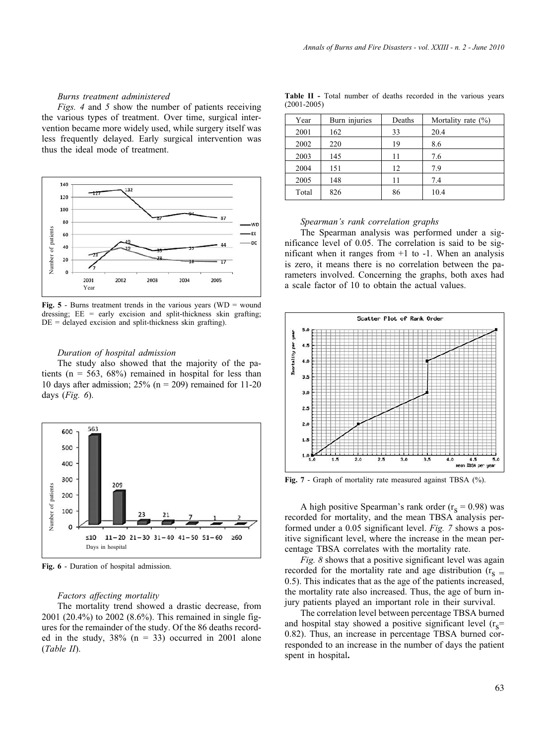*Burns treatment administered*

*Figs. 4* and *5* show the number of patients receiving the various types of treatment. Over time, surgical intervention became more widely used, while surgery itself was less frequently delayed. Early surgical intervention was thus the ideal mode of treatment.

**Fig. 5** - Burns treatment trends in the various years (WD = wound dressing; EE = early excision and split-thickness skin grafting; DE = delayed excision and split-thickness skin grafting).

*Duration of hospital admission*

The study also showed that the majority of the patients (n = 563, 68%) remained in hospital for less than 10 days after admission; 25% (n = 209) remained for 11-20 days (*Fig. 6*).

**Fig. 6** - Duration of hospital admission.

*Factors affecting mortality*

The mortality trend showed a drastic decrease, from 2001 (20.4%) to 2002 (8.6%). This remained in single figures for the remainder of the study. Of the 86 deaths recorded in the study, 38% (n = 33) occurred in 2001 alone (*Table II*).

**Table II** - Total number of deaths recorded in the various years (2001-2005)

| Year | Burn injuries | Deaths | Mortality rate (%) |
|---|---|---|---|
| 2001 | 162 | 33 | 20.4 |
| 2002 | 220 | 19 | 8.6 |
| 2003 | 145 | 11 | 7.6 |
| 2004 | 151 | 12 | 7.9 |
| 2005 | 148 | 11 | 7.4 |
| Total | 826 | 86 | 10.4 |

*Spearman's rank correlation graphs*

The Spearman analysis was performed under a significance level of 0.05. The correlation is said to be significant when it ranges from +1 to -1. When an analysis is zero, it means there is no correlation between the parameters involved. Concerning the graphs, both axes had a scale factor of 10 to obtain the actual values.

**Fig. 7** - Graph of mortality rate measured against TBSA (%).

A high positive Spearman's rank order ($r_S = 0.98$) was recorded for mortality, and the mean TBSA analysis performed under a 0.05 significant level. *Fig. 7* shows a positive significant level, where the increase in the mean percentage TBSA correlates with the mortality rate.

*Fig. 8* shows that a positive significant level was again recorded for the mortality rate and age distribution ($r_S = 0.5$). This indicates that as the age of the patients increased, the mortality rate also increased. Thus, the age of burn injury patients played an important role in their survival.

The correlation level between percentage TBSA burned and hospital stay showed a positive significant level ($r_S = 0.82$). Thus, an increase in percentage TBSA burned corresponded to an increase in the number of days the patient spent in hospital**.**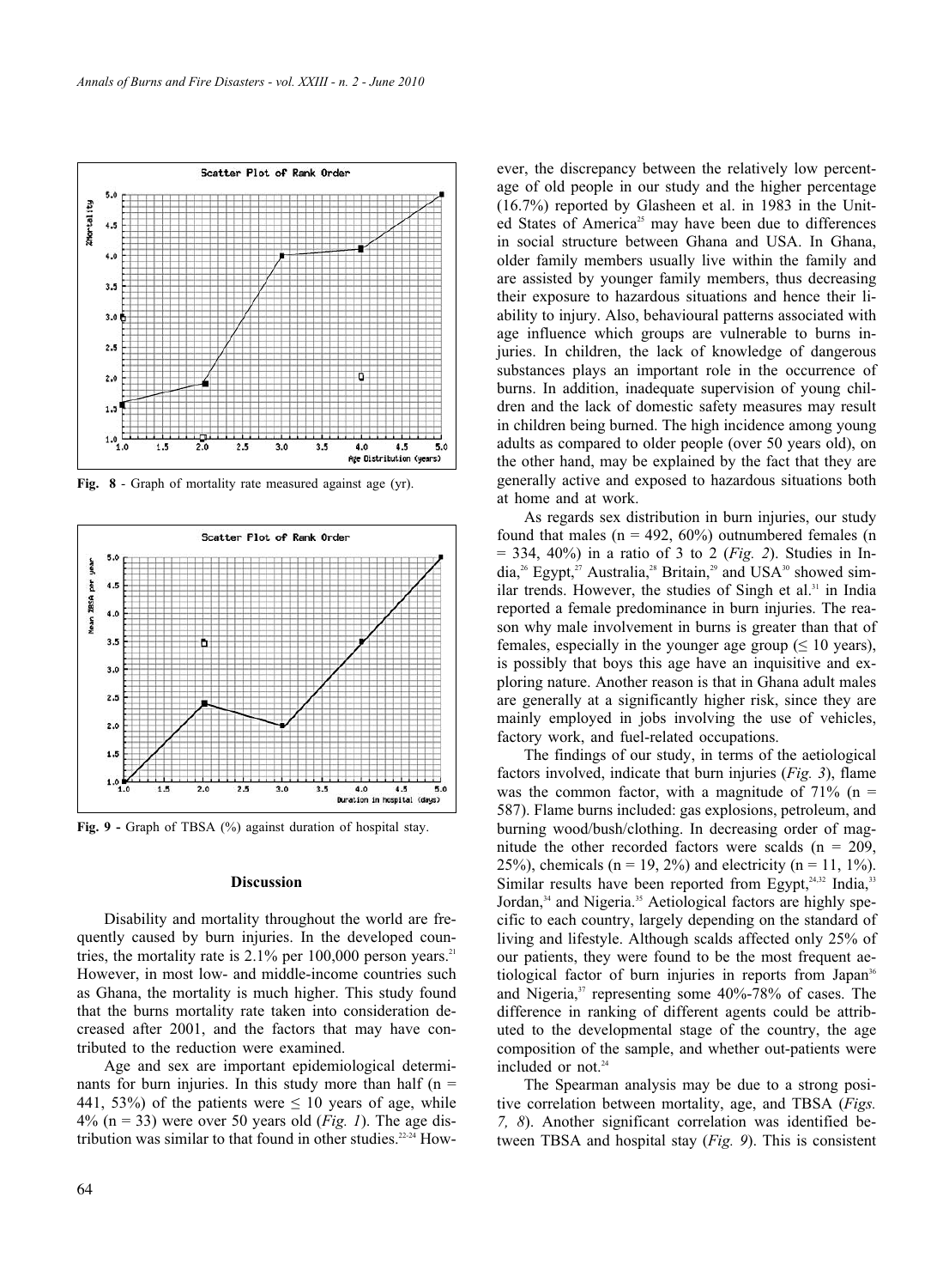Fig. 8 - Graph of mortality rate measured against age (yr).

Fig. 9 - Graph of TBSA (%) against duration of hospital stay.

## Discussion

Disability and mortality throughout the world are frequently caused by burn injuries. In the developed countries, the mortality rate is 2.1% per 100,000 person years.[21] However, in most low- and middle-income countries such as Ghana, the mortality is much higher. This study found that the burns mortality rate taken into consideration decreased after 2001, and the factors that may have contributed to the reduction were examined.

Age and sex are important epidemiological determinants for burn injuries. In this study more than half (n = 441, 53%) of the patients were ≤ 10 years of age, while 4% (n = 33) were over 50 years old (*Fig. 1*). The age distribution was similar to that found in other studies.[22-24] However, the discrepancy between the relatively low percentage of old people in our study and the higher percentage (16.7%) reported by Glasheen et al. in 1983 in the United States of America[25] may have been due to differences in social structure between Ghana and USA. In Ghana, older family members usually live within the family and are assisted by younger family members, thus decreasing their exposure to hazardous situations and hence their liability to injury. Also, behavioural patterns associated with age influence which groups are vulnerable to burns injuries. In children, the lack of knowledge of dangerous substances plays an important role in the occurrence of burns. In addition, inadequate supervision of young children and the lack of domestic safety measures may result in children being burned. The high incidence among young adults as compared to older people (over 50 years old), on the other hand, may be explained by the fact that they are generally active and exposed to hazardous situations both at home and at work.

As regards sex distribution in burn injuries, our study found that males (n = 492, 60%) outnumbered females (n = 334, 40%) in a ratio of 3 to 2 (*Fig. 2*). Studies in India,[26] Egypt,[27] Australia,[28] Britain,[29] and USA[30] showed similar trends. However, the studies of Singh et al.[31] in India reported a female predominance in burn injuries. The reason why male involvement in burns is greater than that of females, especially in the younger age group (≤ 10 years), is possibly that boys this age have an inquisitive and exploring nature. Another reason is that in Ghana adult males are generally at a significantly higher risk, since they are mainly employed in jobs involving the use of vehicles, factory work, and fuel-related occupations.

The findings of our study, in terms of the aetiological factors involved, indicate that burn injuries (*Fig. 3*), flame was the common factor, with a magnitude of 71% (n = 587). Flame burns included: gas explosions, petroleum, and burning wood/bush/clothing. In decreasing order of magnitude the other recorded factors were scalds (n = 209, 25%), chemicals (n = 19, 2%) and electricity (n = 11, 1%). Similar results have been reported from Egypt,[24,32] India,[33] Jordan,[34] and Nigeria.[35] Aetiological factors are highly specific to each country, largely depending on the standard of living and lifestyle. Although scalds affected only 25% of our patients, they were found to be the most frequent aetiological factor of burn injuries in reports from Japan[36] and Nigeria,[37] representing some 40%-78% of cases. The difference in ranking of different agents could be attributed to the developmental stage of the country, the age composition of the sample, and whether out-patients were included or not.[24]

The Spearman analysis may be due to a strong positive correlation between mortality, age, and TBSA (*Figs. 7, 8*). Another significant correlation was identified between TBSA and hospital stay (*Fig. 9*). This is consistent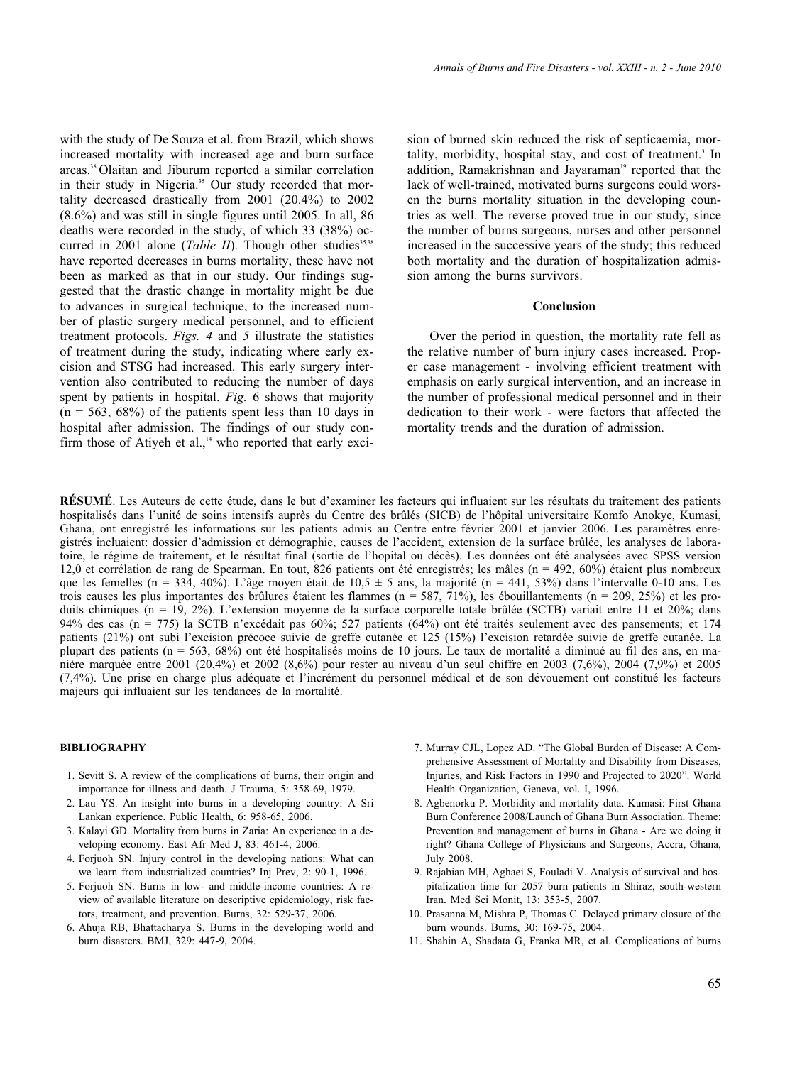with the study of De Souza et al. from Brazil, which shows increased mortality with increased age and burn surface areas.[38] Olaitan and Jiburum reported a similar correlation in their study in Nigeria.[35] Our study recorded that mortality decreased drastically from 2001 (20.4%) to 2002 (8.6%) and was still in single figures until 2005. In all, 86 deaths were recorded in the study, of which 33 (38%) occurred in 2001 alone (*Table II*). Though other studies[35,38] have reported decreases in burns mortality, these have not been as marked as that in our study. Our findings suggested that the drastic change in mortality might be due to advances in surgical technique, to the increased number of plastic surgery medical personnel, and to efficient treatment protocols. *Figs. 4* and *5* illustrate the statistics of treatment during the study, indicating where early excision and STSG had increased. This early surgery intervention also contributed to reducing the number of days spent by patients in hospital. *Fig.* 6 shows that majority (n = 563, 68%) of the patients spent less than 10 days in hospital after admission. The findings of our study confirm those of Atiyeh et al.,[14] who reported that early excision of burned skin reduced the risk of septicaemia, mortality, morbidity, hospital stay, and cost of treatment.[3] In addition, Ramakrishnan and Jayaraman[19] reported that the lack of well-trained, motivated burns surgeons could worsen the burns mortality situation in the developing countries as well. The reverse proved true in our study, since the number of burns surgeons, nurses and other personnel increased in the successive years of the study; this reduced both mortality and the duration of hospitalization admission among the burns survivors.

## Conclusion

Over the period in question, the mortality rate fell as the relative number of burn injury cases increased. Proper case management - involving efficient treatment with emphasis on early surgical intervention, and an increase in the number of professional medical personnel and in their dedication to their work - were factors that affected the mortality trends and the duration of admission.

**RÉSUMÉ**. Les Auteurs de cette étude, dans le but d'examiner les facteurs qui influaient sur les résultats du traitement des patients hospitalisés dans l'unité de soins intensifs auprès du Centre des brûlés (SICB) de l'hôpital universitaire Komfo Anokye, Kumasi, Ghana, ont enregistré les informations sur les patients admis au Centre entre février 2001 et janvier 2006. Les paramètres enregistrés incluaient: dossier d'admission et démographie, causes de l'accident, extension de la surface brûlée, les analyses de laboratoire, le régime de traitement, et le résultat final (sortie de l'hopital ou décès). Les données ont été analysées avec SPSS version 12,0 et corrélation de rang de Spearman. En tout, 826 patients ont été enregistrés; les mâles (n = 492, 60%) étaient plus nombreux que les femelles (n = 334, 40%). L'âge moyen était de 10,5 ± 5 ans, la majorité (n = 441, 53%) dans l'intervalle 0-10 ans. Les trois causes les plus importantes des brûlures étaient les flammes (n = 587, 71%), les ébouillantements (n = 209, 25%) et les produits chimiques (n = 19, 2%). L'extension moyenne de la surface corporelle totale brûlée (SCTB) variait entre 11 et 20%; dans 94% des cas (n = 775) la SCTB n'excédait pas 60%; 527 patients (64%) ont été traités seulement avec des pansements; et 174 patients (21%) ont subi l'excision précoce suivie de greffe cutanée et 125 (15%) l'excision retardée suivie de greffe cutanée. La plupart des patients (n = 563, 68%) ont été hospitalisés moins de 10 jours. Le taux de mortalité a diminué au fil des ans, en manière marquée entre 2001 (20,4%) et 2002 (8,6%) pour rester au niveau d'un seul chiffre en 2003 (7,6%), 2004 (7,9%) et 2005 (7,4%). Une prise en charge plus adéquate et l'incrément du personnel médical et de son dévouement ont constitué les facteurs majeurs qui influaient sur les tendances de la mortalité.

#### BIBLIOGRAPHY

1. Sevitt S. A review of the complications of burns, their origin and importance for illness and death. J Trauma, 5: 358-69, 1979.
2. Lau YS. An insight into burns in a developing country: A Sri Lankan experience. Public Health, 6: 958-65, 2006.
3. Kalayi GD. Mortality from burns in Zaria: An experience in a developing economy. East Afr Med J, 83: 461-4, 2006.
4. Forjuoh SN. Injury control in the developing nations: What can we learn from industrialized countries? Inj Prev, 2: 90-1, 1996.
5. Forjuoh SN. Burns in low- and middle-income countries: A review of available literature on descriptive epidemiology, risk factors, treatment, and prevention. Burns, 32: 529-37, 2006.
6. Ahuja RB, Bhattacharya S. Burns in the developing world and burn disasters. BMJ, 329: 447-9, 2004.
7. Murray CJL, Lopez AD. "The Global Burden of Disease: A Comprehensive Assessment of Mortality and Disability from Diseases, Injuries, and Risk Factors in 1990 and Projected to 2020". World Health Organization, Geneva, vol. I, 1996.
8. Agbenorku P. Morbidity and mortality data. Kumasi: First Ghana Burn Conference 2008/Launch of Ghana Burn Association. Theme: Prevention and management of burns in Ghana - Are we doing it right? Ghana College of Physicians and Surgeons, Accra, Ghana, July 2008.
9. Rajabian MH, Aghaei S, Fouladi V. Analysis of survival and hospitalization time for 2057 burn patients in Shiraz, south-western Iran. Med Sci Monit, 13: 353-5, 2007.
10. Prasanna M, Mishra P, Thomas C. Delayed primary closure of the burn wounds. Burns, 30: 169-75, 2004.
11. Shahin A, Shadata G, Franka MR, et al. Complications of burns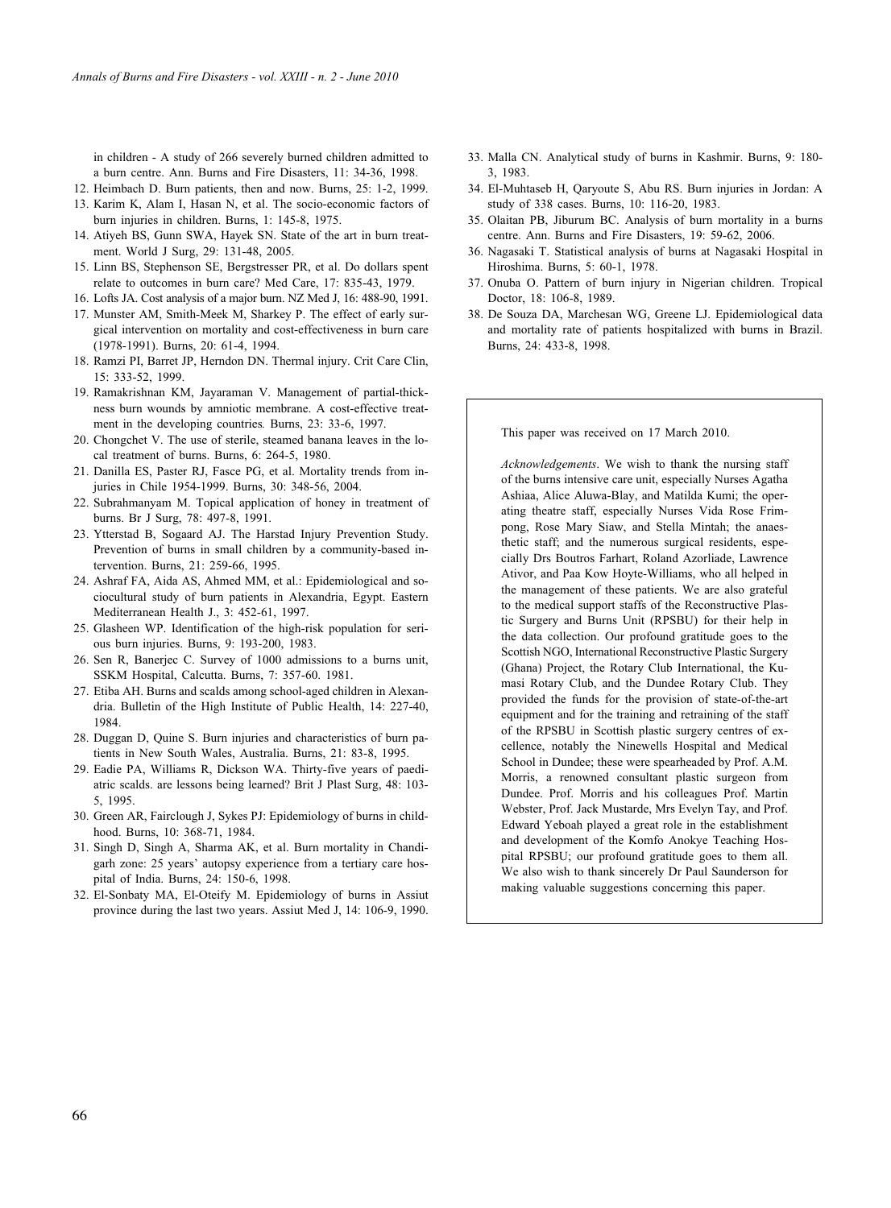in children - A study of 266 severely burned children admitted to a burn centre. Ann. Burns and Fire Disasters, 11: 34-36, 1998.

12. Heimbach D. Burn patients, then and now. Burns, 25: 1-2, 1999.
13. Karim K, Alam I, Hasan N, et al. The socio-economic factors of burn injuries in children. Burns, 1: 145-8, 1975.
14. Atiyeh BS, Gunn SWA, Hayek SN. State of the art in burn treatment. World J Surg, 29: 131-48, 2005.
15. Linn BS, Stephenson SE, Bergstresser PR, et al. Do dollars spent relate to outcomes in burn care? Med Care, 17: 835-43, 1979.
16. Lofts JA. Cost analysis of a major burn. NZ Med J, 16: 488-90, 1991.
17. Munster AM, Smith-Meek M, Sharkey P. The effect of early surgical intervention on mortality and cost-effectiveness in burn care (1978-1991). Burns, 20: 61-4, 1994.
18. Ramzi PI, Barret JP, Herndon DN. Thermal injury. Crit Care Clin, 15: 333-52, 1999.
19. Ramakrishnan KM, Jayaraman V. Management of partial-thickness burn wounds by amniotic membrane. A cost-effective treatment in the developing countries. Burns, 23: 33-6, 1997.
20. Chongchet V. The use of sterile, steamed banana leaves in the local treatment of burns. Burns, 6: 264-5, 1980.
21. Danilla ES, Paster RJ, Fasce PG, et al. Mortality trends from injuries in Chile 1954-1999. Burns, 30: 348-56, 2004.
22. Subrahmanyam M. Topical application of honey in treatment of burns. Br J Surg, 78: 497-8, 1991.
23. Ytterstad B, Sogaard AJ. The Harstad Injury Prevention Study. Prevention of burns in small children by a community-based intervention. Burns, 21: 259-66, 1995.
24. Ashraf FA, Aida AS, Ahmed MM, et al.: Epidemiological and sociocultural study of burn patients in Alexandria, Egypt. Eastern Mediterranean Health J., 3: 452-61, 1997.
25. Glasheen WP. Identification of the high-risk population for serious burn injuries. Burns, 9: 193-200, 1983.
26. Sen R, Banerjec C. Survey of 1000 admissions to a burns unit, SSKM Hospital, Calcutta. Burns, 7: 357-60. 1981.
27. Etiba AH. Burns and scalds among school-aged children in Alexandria. Bulletin of the High Institute of Public Health, 14: 227-40, 1984.
28. Duggan D, Quine S. Burn injuries and characteristics of burn patients in New South Wales, Australia. Burns, 21: 83-8, 1995.
29. Eadie PA, Williams R, Dickson WA. Thirty-five years of paediatric scalds. are lessons being learned? Brit J Plast Surg, 48: 103-5, 1995.
30. Green AR, Fairclough J, Sykes PJ: Epidemiology of burns in childhood. Burns, 10: 368-71, 1984.
31. Singh D, Singh A, Sharma AK, et al. Burn mortality in Chandigarh zone: 25 years' autopsy experience from a tertiary care hospital of India. Burns, 24: 150-6, 1998.
32. El-Sonbaty MA, El-Oteify M. Epidemiology of burns in Assiut province during the last two years. Assiut Med J, 14: 106-9, 1990.
33. Malla CN. Analytical study of burns in Kashmir. Burns, 9: 180-3, 1983.
34. El-Muhtaseb H, Qaryoute S, Abu RS. Burn injuries in Jordan: A study of 338 cases. Burns, 10: 116-20, 1983.
35. Olaitan PB, Jiburum BC. Analysis of burn mortality in a burns centre. Ann. Burns and Fire Disasters, 19: 59-62, 2006.
36. Nagasaki T. Statistical analysis of burns at Nagasaki Hospital in Hiroshima. Burns, 5: 60-1, 1978.
37. Onuba O. Pattern of burn injury in Nigerian children. Tropical Doctor, 18: 106-8, 1989.
38. De Souza DA, Marchesan WG, Greene LJ. Epidemiological data and mortality rate of patients hospitalized with burns in Brazil. Burns, 24: 433-8, 1998.

This paper was received on 17 March 2010.

*Acknowledgements*. We wish to thank the nursing staff of the burns intensive care unit, especially Nurses Agatha Ashiaa, Alice Aluwa-Blay, and Matilda Kumi; the operating theatre staff, especially Nurses Vida Rose Frimpong, Rose Mary Siaw, and Stella Mintah; the anaesthetic staff; and the numerous surgical residents, especially Drs Boutros Farhart, Roland Azorliade, Lawrence Ativor, and Paa Kow Hoyte-Williams, who all helped in the management of these patients. We are also grateful to the medical support staffs of the Reconstructive Plastic Surgery and Burns Unit (RPSBU) for their help in the data collection. Our profound gratitude goes to the Scottish NGO, International Reconstructive Plastic Surgery (Ghana) Project, the Rotary Club International, the Kumasi Rotary Club, and the Dundee Rotary Club. They provided the funds for the provision of state-of-the-art equipment and for the training and retraining of the staff of the RPSBU in Scottish plastic surgery centres of excellence, notably the Ninewells Hospital and Medical School in Dundee; these were spearheaded by Prof. A.M. Morris, a renowned consultant plastic surgeon from Dundee. Prof. Morris and his colleagues Prof. Martin Webster, Prof. Jack Mustarde, Mrs Evelyn Tay, and Prof. Edward Yeboah played a great role in the establishment and development of the Komfo Anokye Teaching Hospital RPSBU; our profound gratitude goes to them all. We also wish to thank sincerely Dr Paul Saunderson for making valuable suggestions concerning this paper.